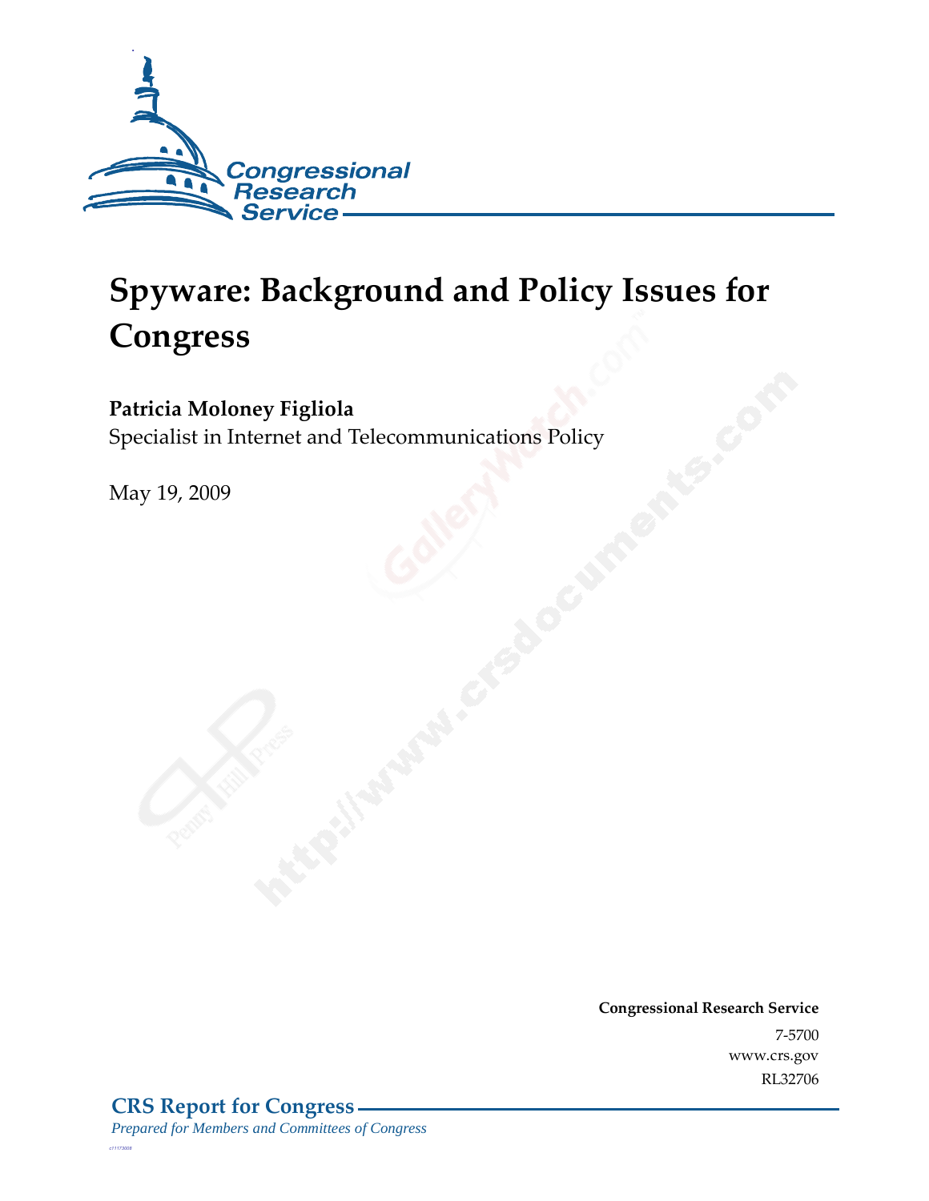# Spyware: Background and Policy Issues for Congress

**Patricia Moloney Figliola**
Specialist in Internet and Telecommunications Policy

May 19, 2009

**Congressional Research Service**
7-5700
www.crs.gov
RL32706

**CRS Report for Congress**
*Prepared for Members and Committees of Congress*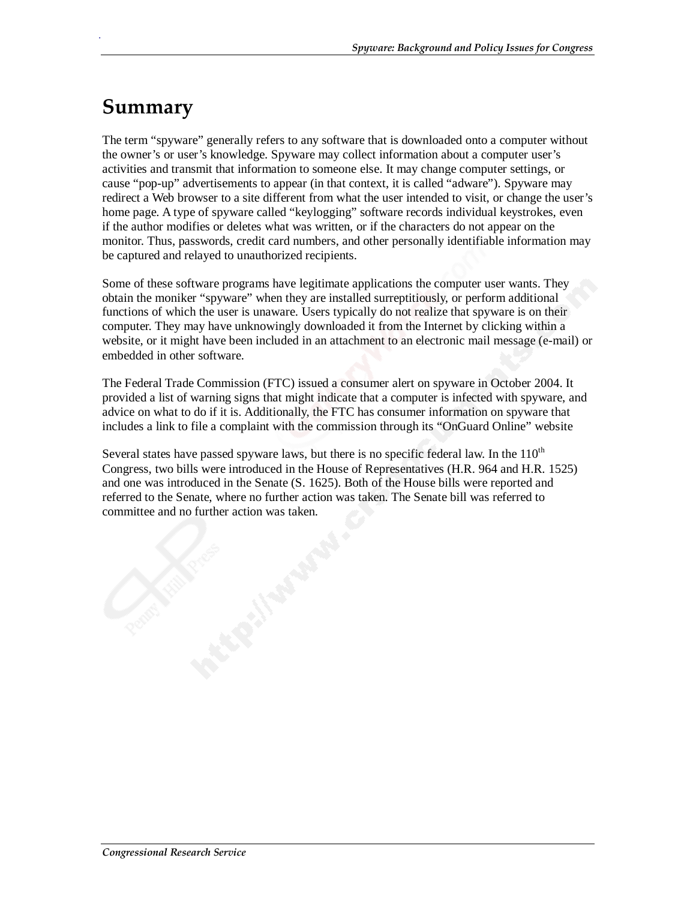# Summary

The term “spyware” generally refers to any software that is downloaded onto a computer without the owner’s or user’s knowledge. Spyware may collect information about a computer user’s activities and transmit that information to someone else. It may change computer settings, or cause “pop-up” advertisements to appear (in that context, it is called “adware”). Spyware may redirect a Web browser to a site different from what the user intended to visit, or change the user’s home page. A type of spyware called “keylogging” software records individual keystrokes, even if the author modifies or deletes what was written, or if the characters do not appear on the monitor. Thus, passwords, credit card numbers, and other personally identifiable information may be captured and relayed to unauthorized recipients.

Some of these software programs have legitimate applications the computer user wants. They obtain the moniker “spyware” when they are installed surreptitiously, or perform additional functions of which the user is unaware. Users typically do not realize that spyware is on their computer. They may have unknowingly downloaded it from the Internet by clicking within a website, or it might have been included in an attachment to an electronic mail message (e-mail) or embedded in other software.

The Federal Trade Commission (FTC) issued a consumer alert on spyware in October 2004. It provided a list of warning signs that might indicate that a computer is infected with spyware, and advice on what to do if it is. Additionally, the FTC has consumer information on spyware that includes a link to file a complaint with the commission through its “OnGuard Online” website

Several states have passed spyware laws, but there is no specific federal law. In the 110th Congress, two bills were introduced in the House of Representatives (H.R. 964 and H.R. 1525) and one was introduced in the Senate (S. 1625). Both of the House bills were reported and referred to the Senate, where no further action was taken. The Senate bill was referred to committee and no further action was taken.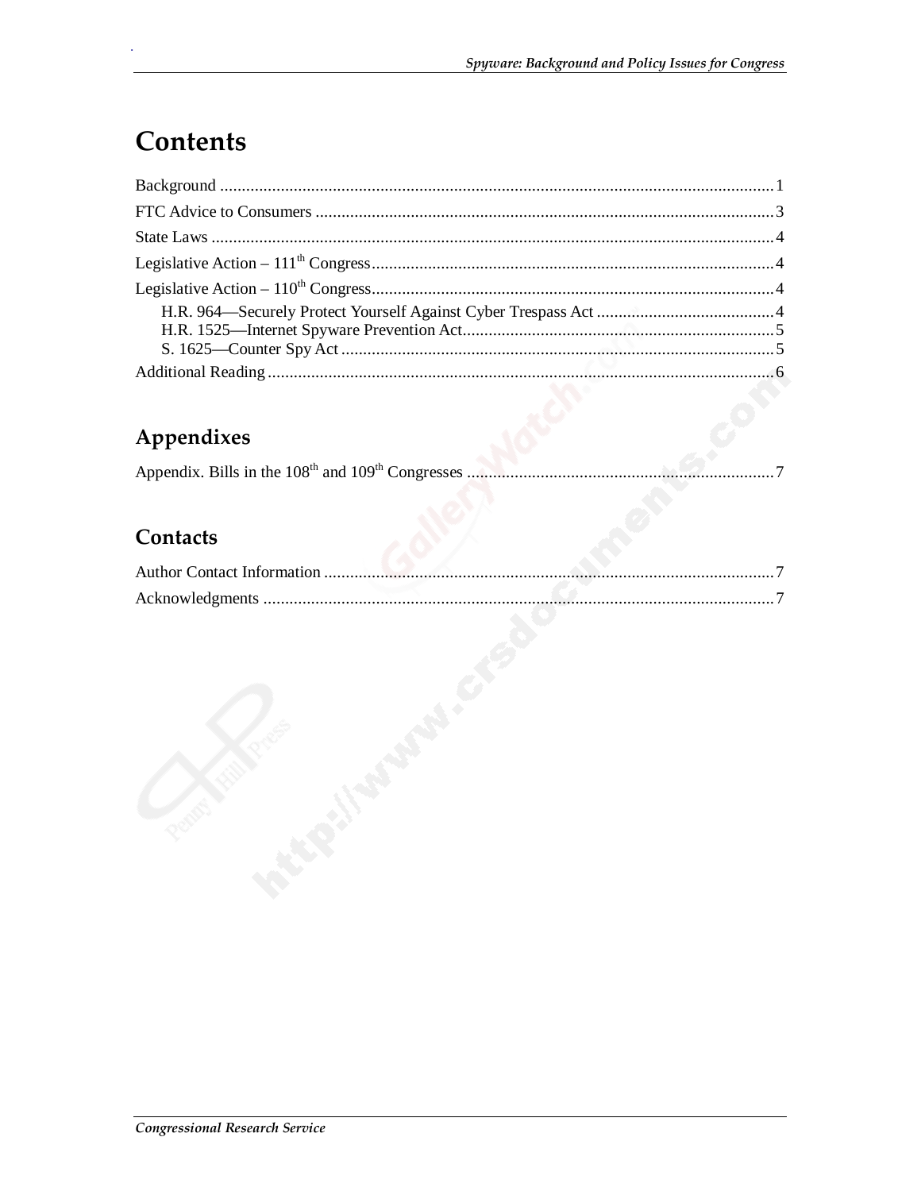# Contents

Background ........................................................................................................................ 1

FTC Advice to Consumers ................................................................................................. 3

State Laws ........................................................................................................................ 4

Legislative Action – 111th Congress .................................................................................... 4

Legislative Action – 110th Congress .................................................................................... 4

- H.R. 964—Securely Protect Yourself Against Cyber Trespass Act ..................................... 4
- H.R. 1525—Internet Spyware Prevention Act.................................................................. 5
- S. 1625—Counter Spy Act ............................................................................................. 5

Additional Reading ............................................................................................................ 6

## Appendixes

Appendix. Bills in the 108th and 109th Congresses .............................................................. 7

## Contacts

Author Contact Information ............................................................................................... 7

Acknowledgments ............................................................................................................. 7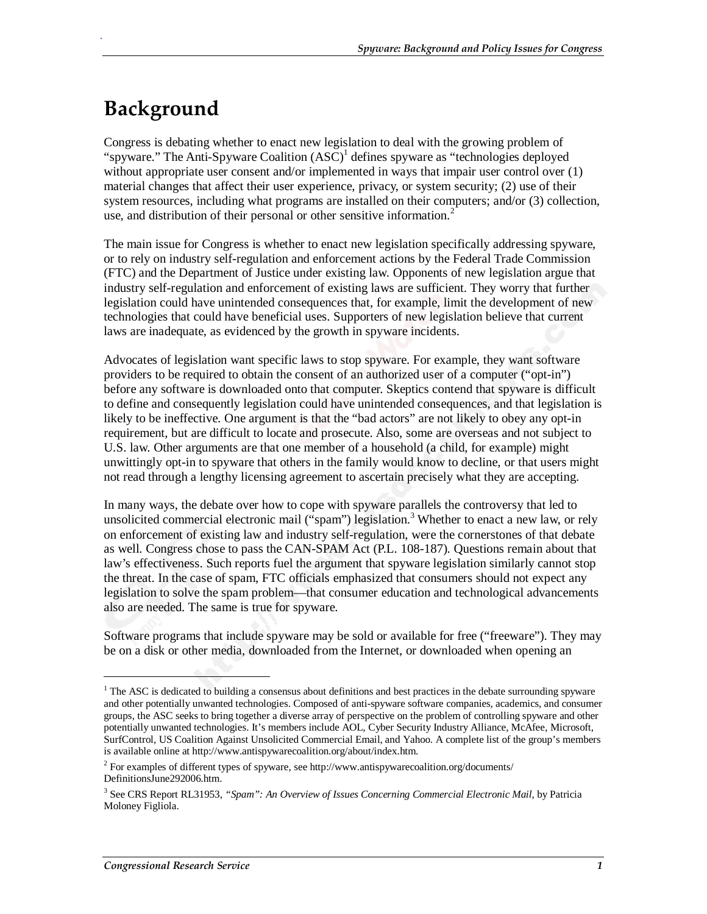# Background

Congress is debating whether to enact new legislation to deal with the growing problem of "spyware." The Anti-Spyware Coalition (ASC)[1] defines spyware as "technologies deployed without appropriate user consent and/or implemented in ways that impair user control over (1) material changes that affect their user experience, privacy, or system security; (2) use of their system resources, including what programs are installed on their computers; and/or (3) collection, use, and distribution of their personal or other sensitive information.[2]

The main issue for Congress is whether to enact new legislation specifically addressing spyware, or to rely on industry self-regulation and enforcement actions by the Federal Trade Commission (FTC) and the Department of Justice under existing law. Opponents of new legislation argue that industry self-regulation and enforcement of existing laws are sufficient. They worry that further legislation could have unintended consequences that, for example, limit the development of new technologies that could have beneficial uses. Supporters of new legislation believe that current laws are inadequate, as evidenced by the growth in spyware incidents.

Advocates of legislation want specific laws to stop spyware. For example, they want software providers to be required to obtain the consent of an authorized user of a computer ("opt-in") before any software is downloaded onto that computer. Skeptics contend that spyware is difficult to define and consequently legislation could have unintended consequences, and that legislation is likely to be ineffective. One argument is that the "bad actors" are not likely to obey any opt-in requirement, but are difficult to locate and prosecute. Also, some are overseas and not subject to U.S. law. Other arguments are that one member of a household (a child, for example) might unwittingly opt-in to spyware that others in the family would know to decline, or that users might not read through a lengthy licensing agreement to ascertain precisely what they are accepting.

In many ways, the debate over how to cope with spyware parallels the controversy that led to unsolicited commercial electronic mail ("spam") legislation.[3] Whether to enact a new law, or rely on enforcement of existing law and industry self-regulation, were the cornerstones of that debate as well. Congress chose to pass the CAN-SPAM Act (P.L. 108-187). Questions remain about that law's effectiveness. Such reports fuel the argument that spyware legislation similarly cannot stop the threat. In the case of spam, FTC officials emphasized that consumers should not expect any legislation to solve the spam problem—that consumer education and technological advancements also are needed. The same is true for spyware.

Software programs that include spyware may be sold or available for free ("freeware"). They may be on a disk or other media, downloaded from the Internet, or downloaded when opening an

---

[1] The ASC is dedicated to building a consensus about definitions and best practices in the debate surrounding spyware and other potentially unwanted technologies. Composed of anti-spyware software companies, academics, and consumer groups, the ASC seeks to bring together a diverse array of perspective on the problem of controlling spyware and other potentially unwanted technologies. It's members include AOL, Cyber Security Industry Alliance, McAfee, Microsoft, SurfControl, US Coalition Against Unsolicited Commercial Email, and Yahoo. A complete list of the group's members is available online at http://www.antispywarecoalition.org/about/index.htm.

[2] For examples of different types of spyware, see http://www.antispywarecoalition.org/documents/DefinitionsJune292006.htm.

[3] See CRS Report RL31953, *"Spam": An Overview of Issues Concerning Commercial Electronic Mail*, by Patricia Moloney Figliola.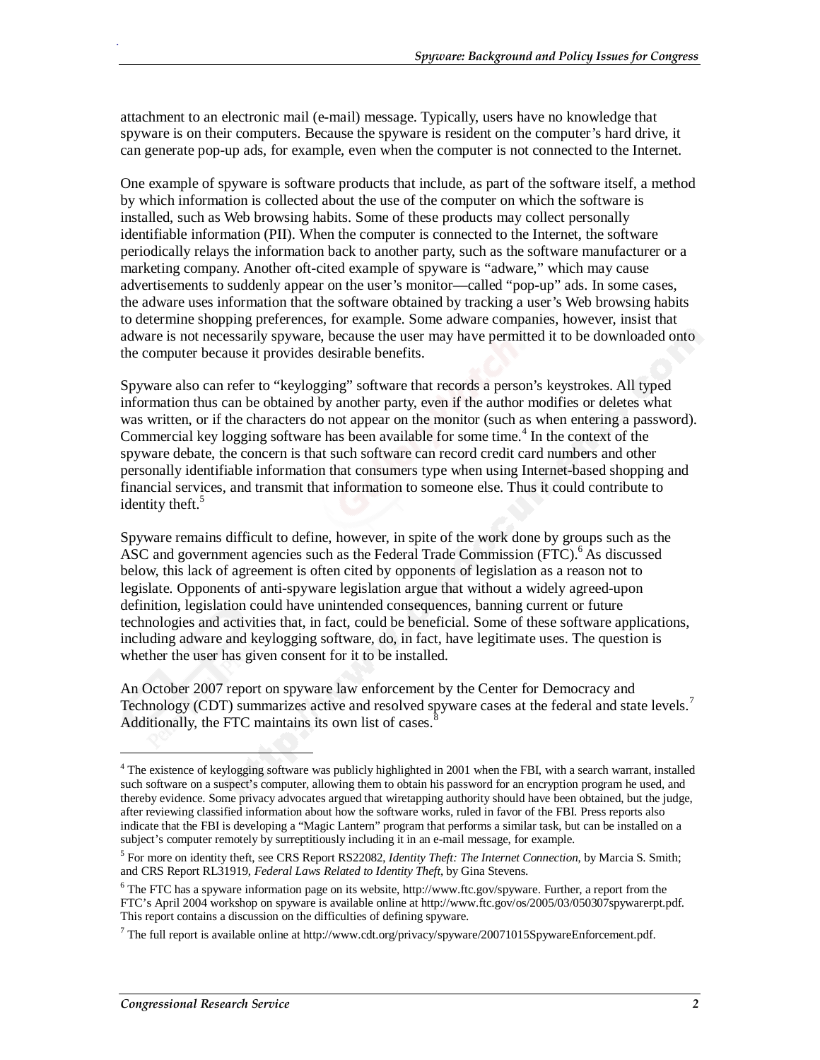attachment to an electronic mail (e-mail) message. Typically, users have no knowledge that spyware is on their computers. Because the spyware is resident on the computer's hard drive, it can generate pop-up ads, for example, even when the computer is not connected to the Internet.

One example of spyware is software products that include, as part of the software itself, a method by which information is collected about the use of the computer on which the software is installed, such as Web browsing habits. Some of these products may collect personally identifiable information (PII). When the computer is connected to the Internet, the software periodically relays the information back to another party, such as the software manufacturer or a marketing company. Another oft-cited example of spyware is "adware," which may cause advertisements to suddenly appear on the user's monitor—called "pop-up" ads. In some cases, the adware uses information that the software obtained by tracking a user's Web browsing habits to determine shopping preferences, for example. Some adware companies, however, insist that adware is not necessarily spyware, because the user may have permitted it to be downloaded onto the computer because it provides desirable benefits.

Spyware also can refer to "keylogging" software that records a person's keystrokes. All typed information thus can be obtained by another party, even if the author modifies or deletes what was written, or if the characters do not appear on the monitor (such as when entering a password). Commercial key logging software has been available for some time.[4] In the context of the spyware debate, the concern is that such software can record credit card numbers and other personally identifiable information that consumers type when using Internet-based shopping and financial services, and transmit that information to someone else. Thus it could contribute to identity theft.[5]

Spyware remains difficult to define, however, in spite of the work done by groups such as the ASC and government agencies such as the Federal Trade Commission (FTC).[6] As discussed below, this lack of agreement is often cited by opponents of legislation as a reason not to legislate. Opponents of anti-spyware legislation argue that without a widely agreed-upon definition, legislation could have unintended consequences, banning current or future technologies and activities that, in fact, could be beneficial. Some of these software applications, including adware and keylogging software, do, in fact, have legitimate uses. The question is whether the user has given consent for it to be installed.

An October 2007 report on spyware law enforcement by the Center for Democracy and Technology (CDT) summarizes active and resolved spyware cases at the federal and state levels.[7] Additionally, the FTC maintains its own list of cases.[8]

---

[4] The existence of keylogging software was publicly highlighted in 2001 when the FBI, with a search warrant, installed such software on a suspect's computer, allowing them to obtain his password for an encryption program he used, and thereby evidence. Some privacy advocates argued that wiretapping authority should have been obtained, but the judge, after reviewing classified information about how the software works, ruled in favor of the FBI. Press reports also indicate that the FBI is developing a "Magic Lantern" program that performs a similar task, but can be installed on a subject's computer remotely by surreptitiously including it in an e-mail message, for example.

[5] For more on identity theft, see CRS Report RS22082, *Identity Theft: The Internet Connection*, by Marcia S. Smith; and CRS Report RL31919, *Federal Laws Related to Identity Theft*, by Gina Stevens.

[6] The FTC has a spyware information page on its website, http://www.ftc.gov/spyware. Further, a report from the FTC's April 2004 workshop on spyware is available online at http://www.ftc.gov/os/2005/03/050307spywarerpt.pdf. This report contains a discussion on the difficulties of defining spyware.

[7] The full report is available online at http://www.cdt.org/privacy/spyware/20071015SpywareEnforcement.pdf.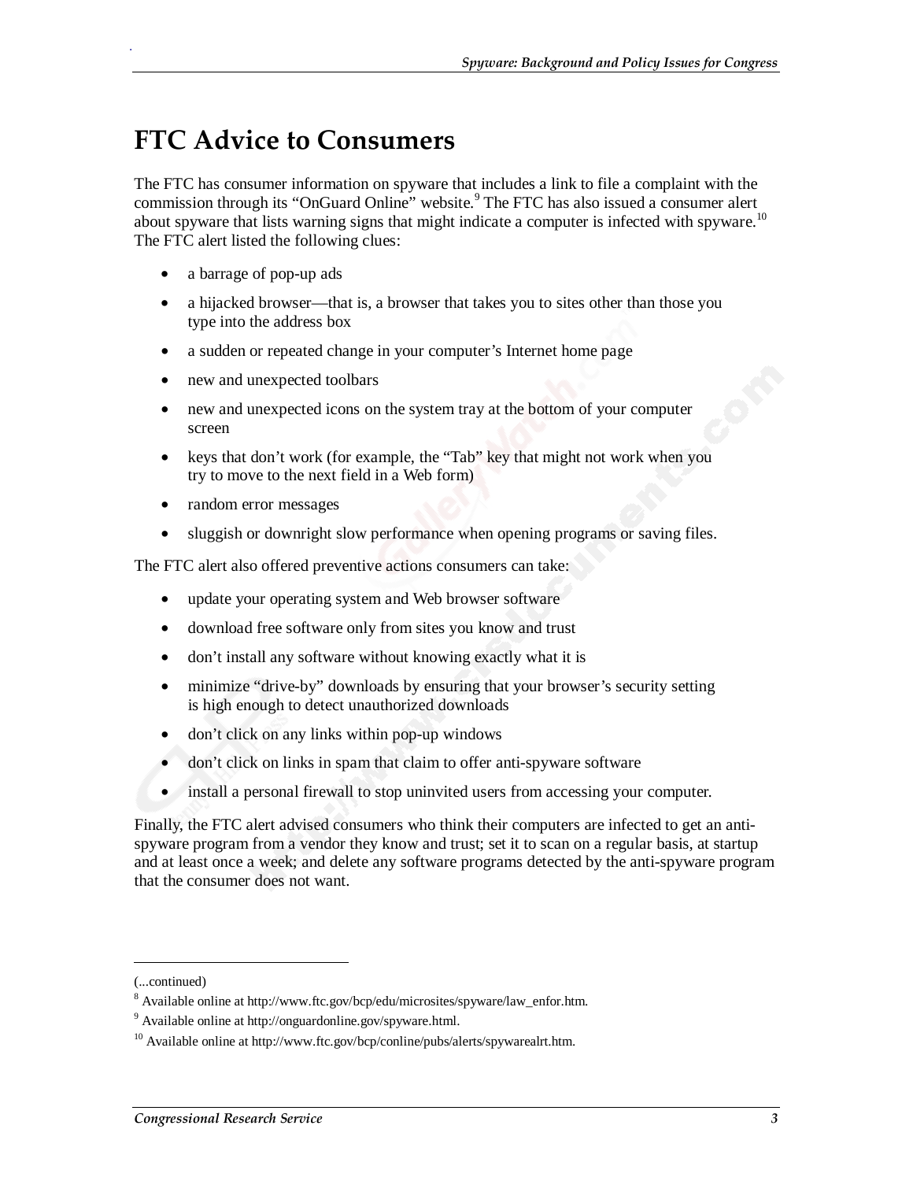## FTC Advice to Consumers

The FTC has consumer information on spyware that includes a link to file a complaint with the commission through its "OnGuard Online" website.[9] The FTC has also issued a consumer alert about spyware that lists warning signs that might indicate a computer is infected with spyware.[10] The FTC alert listed the following clues:

- a barrage of pop-up ads
- a hijacked browser—that is, a browser that takes you to sites other than those you type into the address box
- a sudden or repeated change in your computer's Internet home page
- new and unexpected toolbars
- new and unexpected icons on the system tray at the bottom of your computer screen
- keys that don't work (for example, the "Tab" key that might not work when you try to move to the next field in a Web form)
- random error messages
- sluggish or downright slow performance when opening programs or saving files.

The FTC alert also offered preventive actions consumers can take:

- update your operating system and Web browser software
- download free software only from sites you know and trust
- don't install any software without knowing exactly what it is
- minimize "drive-by" downloads by ensuring that your browser's security setting is high enough to detect unauthorized downloads
- don't click on any links within pop-up windows
- don't click on links in spam that claim to offer anti-spyware software
- install a personal firewall to stop uninvited users from accessing your computer.

Finally, the FTC alert advised consumers who think their computers are infected to get an anti-spyware program from a vendor they know and trust; set it to scan on a regular basis, at startup and at least once a week; and delete any software programs detected by the anti-spyware program that the consumer does not want.

(...continued)

[8] Available online at http://www.ftc.gov/bcp/edu/microsites/spyware/law_enfor.htm.

[9] Available online at http://onguardonline.gov/spyware.html.

[10] Available online at http://www.ftc.gov/bcp/conline/pubs/alerts/spywarealrt.htm.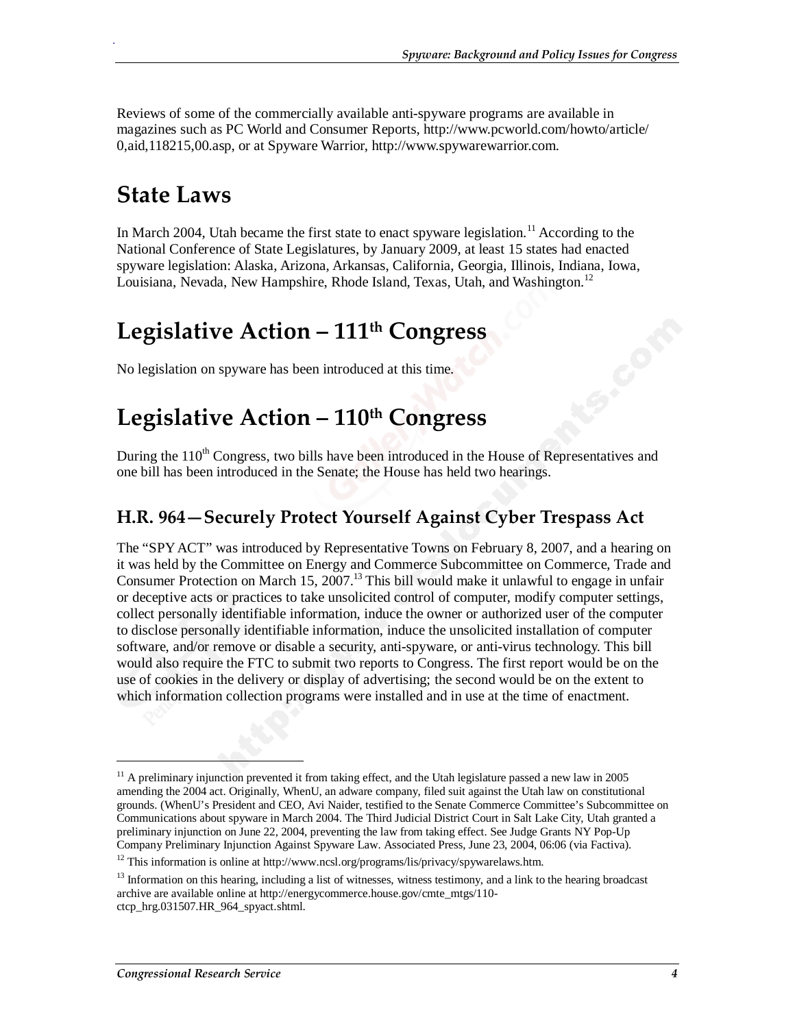Reviews of some of the commercially available anti-spyware programs are available in magazines such as PC World and Consumer Reports, http://www.pcworld.com/howto/article/0,aid,118215,00.asp, or at Spyware Warrior, http://www.spywarewarrior.com.

# State Laws

In March 2004, Utah became the first state to enact spyware legislation.[11] According to the National Conference of State Legislatures, by January 2009, at least 15 states had enacted spyware legislation: Alaska, Arizona, Arkansas, California, Georgia, Illinois, Indiana, Iowa, Louisiana, Nevada, New Hampshire, Rhode Island, Texas, Utah, and Washington.[12]

# Legislative Action – 111th Congress

No legislation on spyware has been introduced at this time.

# Legislative Action – 110th Congress

During the 110th Congress, two bills have been introduced in the House of Representatives and one bill has been introduced in the Senate; the House has held two hearings.

## H.R. 964—Securely Protect Yourself Against Cyber Trespass Act

The "SPY ACT" was introduced by Representative Towns on February 8, 2007, and a hearing on it was held by the Committee on Energy and Commerce Subcommittee on Commerce, Trade and Consumer Protection on March 15, 2007.[13] This bill would make it unlawful to engage in unfair or deceptive acts or practices to take unsolicited control of computer, modify computer settings, collect personally identifiable information, induce the owner or authorized user of the computer to disclose personally identifiable information, induce the unsolicited installation of computer software, and/or remove or disable a security, anti-spyware, or anti-virus technology. This bill would also require the FTC to submit two reports to Congress. The first report would be on the use of cookies in the delivery or display of advertising; the second would be on the extent to which information collection programs were installed and in use at the time of enactment.

---

[11] A preliminary injunction prevented it from taking effect, and the Utah legislature passed a new law in 2005 amending the 2004 act. Originally, WhenU, an adware company, filed suit against the Utah law on constitutional grounds. (WhenU's President and CEO, Avi Naider, testified to the Senate Commerce Committee's Subcommittee on Communications about spyware in March 2004. The Third Judicial District Court in Salt Lake City, Utah granted a preliminary injunction on June 22, 2004, preventing the law from taking effect. See Judge Grants NY Pop-Up Company Preliminary Injunction Against Spyware Law. Associated Press, June 23, 2004, 06:06 (via Factiva).

[12] This information is online at http://www.ncsl.org/programs/lis/privacy/spywarelaws.htm.

[13] Information on this hearing, including a list of witnesses, witness testimony, and a link to the hearing broadcast archive are available online at http://energycommerce.house.gov/cmte_mtgs/110-ctcp_hrg.031507.HR_964_spyact.shtml.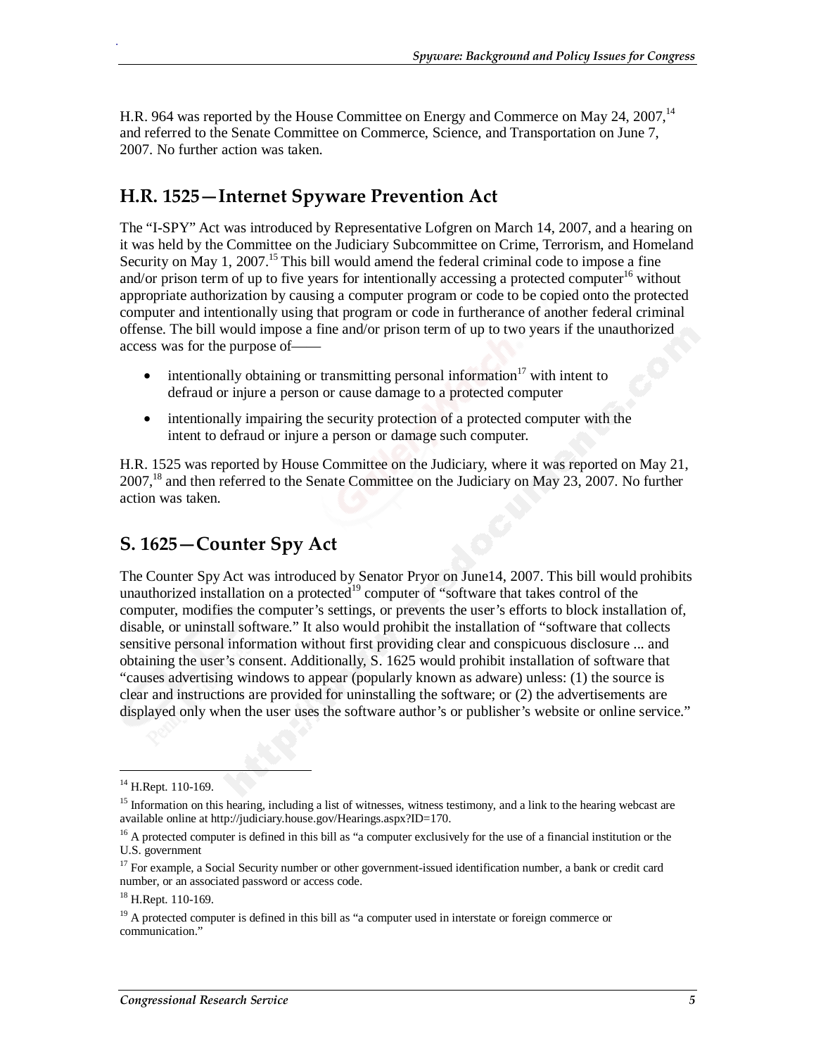H.R. 964 was reported by the House Committee on Energy and Commerce on May 24, 2007,[14] and referred to the Senate Committee on Commerce, Science, and Transportation on June 7, 2007. No further action was taken.

## H.R. 1525—Internet Spyware Prevention Act

The "I-SPY" Act was introduced by Representative Lofgren on March 14, 2007, and a hearing on it was held by the Committee on the Judiciary Subcommittee on Crime, Terrorism, and Homeland Security on May 1, 2007.[15] This bill would amend the federal criminal code to impose a fine and/or prison term of up to five years for intentionally accessing a protected computer[16] without appropriate authorization by causing a computer program or code to be copied onto the protected computer and intentionally using that program or code in furtherance of another federal criminal offense. The bill would impose a fine and/or prison term of up to two years if the unauthorized access was for the purpose of——

- intentionally obtaining or transmitting personal information[17] with intent to defraud or injure a person or cause damage to a protected computer
- intentionally impairing the security protection of a protected computer with the intent to defraud or injure a person or damage such computer.

H.R. 1525 was reported by House Committee on the Judiciary, where it was reported on May 21, 2007,[18] and then referred to the Senate Committee on the Judiciary on May 23, 2007. No further action was taken.

## S. 1625—Counter Spy Act

The Counter Spy Act was introduced by Senator Pryor on June14, 2007. This bill would prohibits unauthorized installation on a protected[19] computer of "software that takes control of the computer, modifies the computer's settings, or prevents the user's efforts to block installation of, disable, or uninstall software." It also would prohibit the installation of "software that collects sensitive personal information without first providing clear and conspicuous disclosure ... and obtaining the user's consent. Additionally, S. 1625 would prohibit installation of software that "causes advertising windows to appear (popularly known as adware) unless: (1) the source is clear and instructions are provided for uninstalling the software; or (2) the advertisements are displayed only when the user uses the software author's or publisher's website or online service."

---

[14] H.Rept. 110-169.

[15] Information on this hearing, including a list of witnesses, witness testimony, and a link to the hearing webcast are available online at http://judiciary.house.gov/Hearings.aspx?ID=170.

[16] A protected computer is defined in this bill as "a computer exclusively for the use of a financial institution or the U.S. government

[17] For example, a Social Security number or other government-issued identification number, a bank or credit card number, or an associated password or access code.

[18] H.Rept. 110-169.

[19] A protected computer is defined in this bill as "a computer used in interstate or foreign commerce or communication."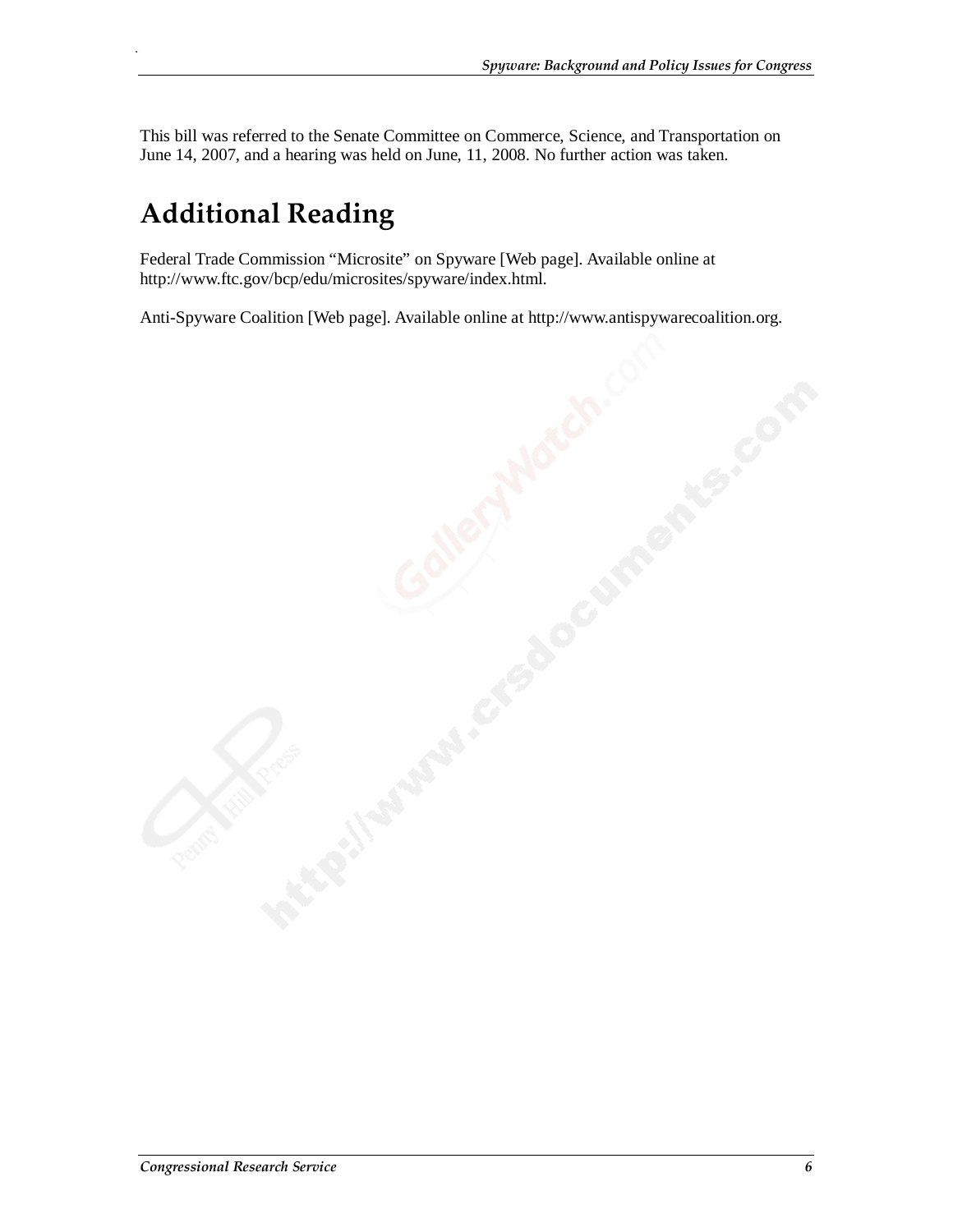This bill was referred to the Senate Committee on Commerce, Science, and Transportation on June 14, 2007, and a hearing was held on June, 11, 2008. No further action was taken.

## Additional Reading

Federal Trade Commission "Microsite" on Spyware [Web page]. Available online at http://www.ftc.gov/bcp/edu/microsites/spyware/index.html.

Anti-Spyware Coalition [Web page]. Available online at http://www.antispywarecoalition.org.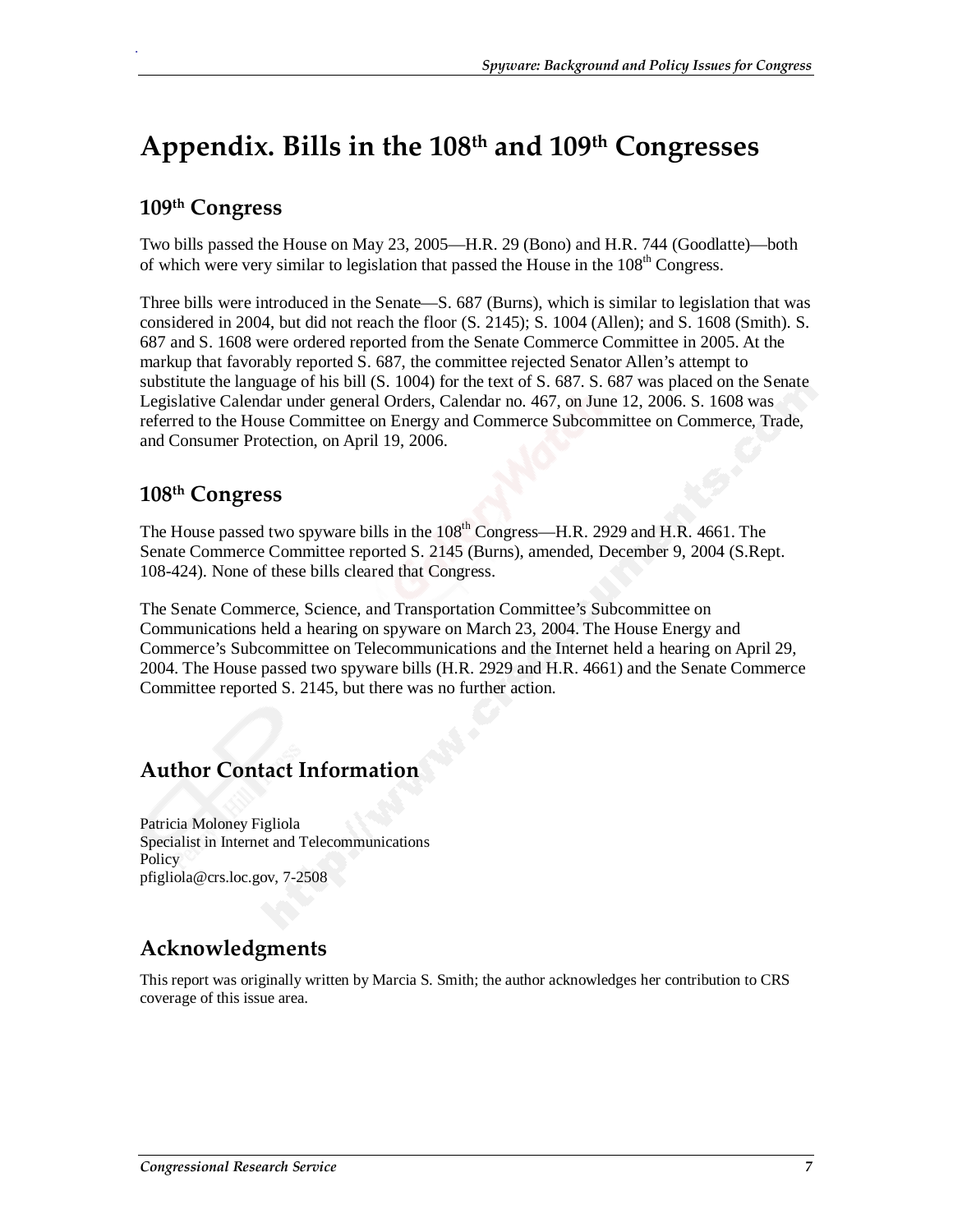# Appendix. Bills in the 108th and 109th Congresses

## 109th Congress

Two bills passed the House on May 23, 2005—H.R. 29 (Bono) and H.R. 744 (Goodlatte)—both of which were very similar to legislation that passed the House in the 108th Congress.

Three bills were introduced in the Senate—S. 687 (Burns), which is similar to legislation that was considered in 2004, but did not reach the floor (S. 2145); S. 1004 (Allen); and S. 1608 (Smith). S. 687 and S. 1608 were ordered reported from the Senate Commerce Committee in 2005. At the markup that favorably reported S. 687, the committee rejected Senator Allen's attempt to substitute the language of his bill (S. 1004) for the text of S. 687. S. 687 was placed on the Senate Legislative Calendar under general Orders, Calendar no. 467, on June 12, 2006. S. 1608 was referred to the House Committee on Energy and Commerce Subcommittee on Commerce, Trade, and Consumer Protection, on April 19, 2006.

## 108th Congress

The House passed two spyware bills in the 108th Congress—H.R. 2929 and H.R. 4661. The Senate Commerce Committee reported S. 2145 (Burns), amended, December 9, 2004 (S.Rept. 108-424). None of these bills cleared that Congress.

The Senate Commerce, Science, and Transportation Committee's Subcommittee on Communications held a hearing on spyware on March 23, 2004. The House Energy and Commerce's Subcommittee on Telecommunications and the Internet held a hearing on April 29, 2004. The House passed two spyware bills (H.R. 2929 and H.R. 4661) and the Senate Commerce Committee reported S. 2145, but there was no further action.

# Author Contact Information

Patricia Moloney Figliola
Specialist in Internet and Telecommunications Policy
pfigliola@crs.loc.gov, 7-2508

# Acknowledgments

This report was originally written by Marcia S. Smith; the author acknowledges her contribution to CRS coverage of this issue area.